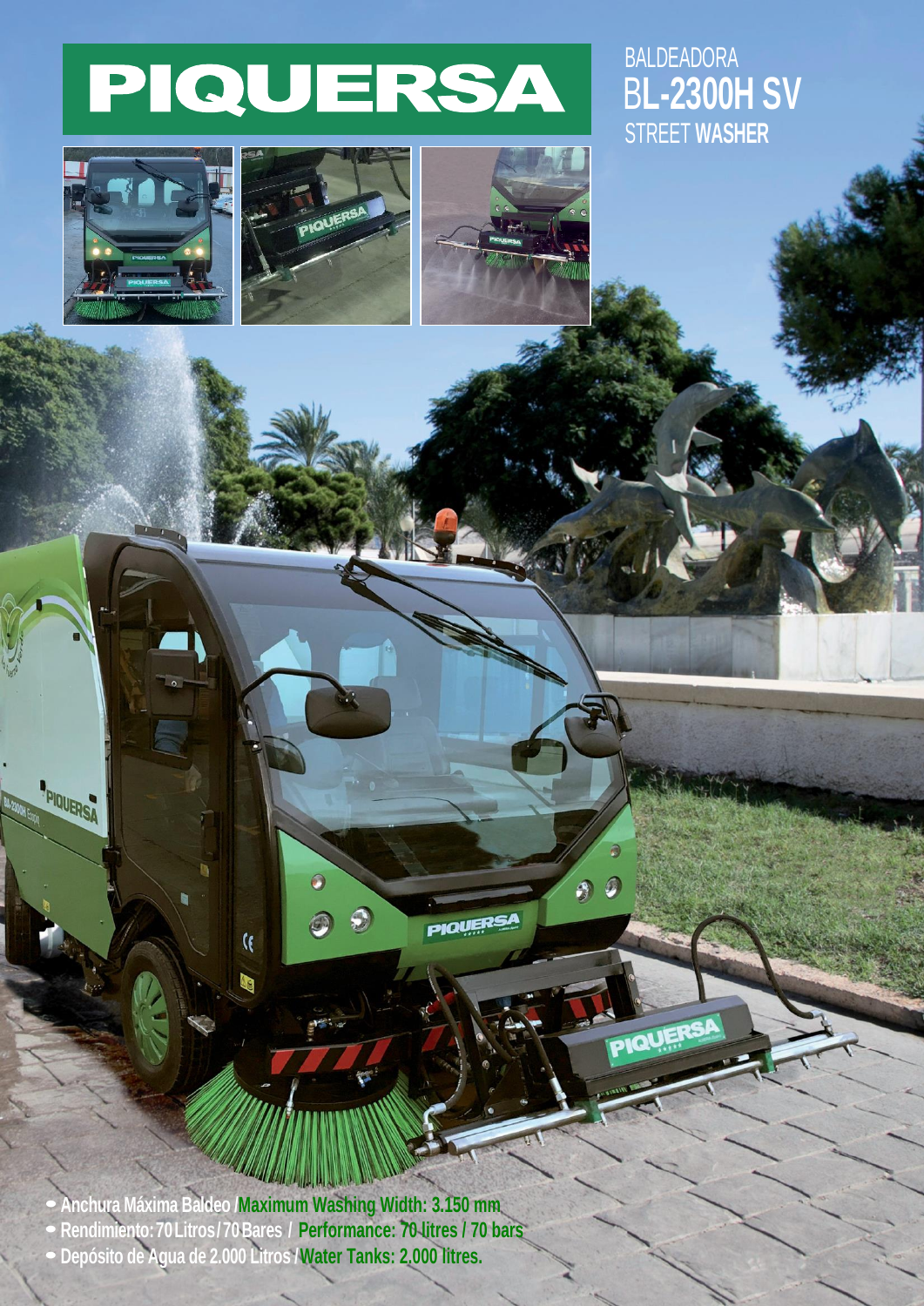# PIQUERSA

BALDEADORA
## BL-2300H SV
STREET **WASHER**

- Anchura Máxima Baldeo / **Maximum Washing Width: 3.150 mm**
- Rendimiento: 70 Litros / 70 Bares / **Performance: 70 litres / 70 bars**
- Depósito de Agua de 2.000 Litros / **Water Tanks: 2.000 litres.**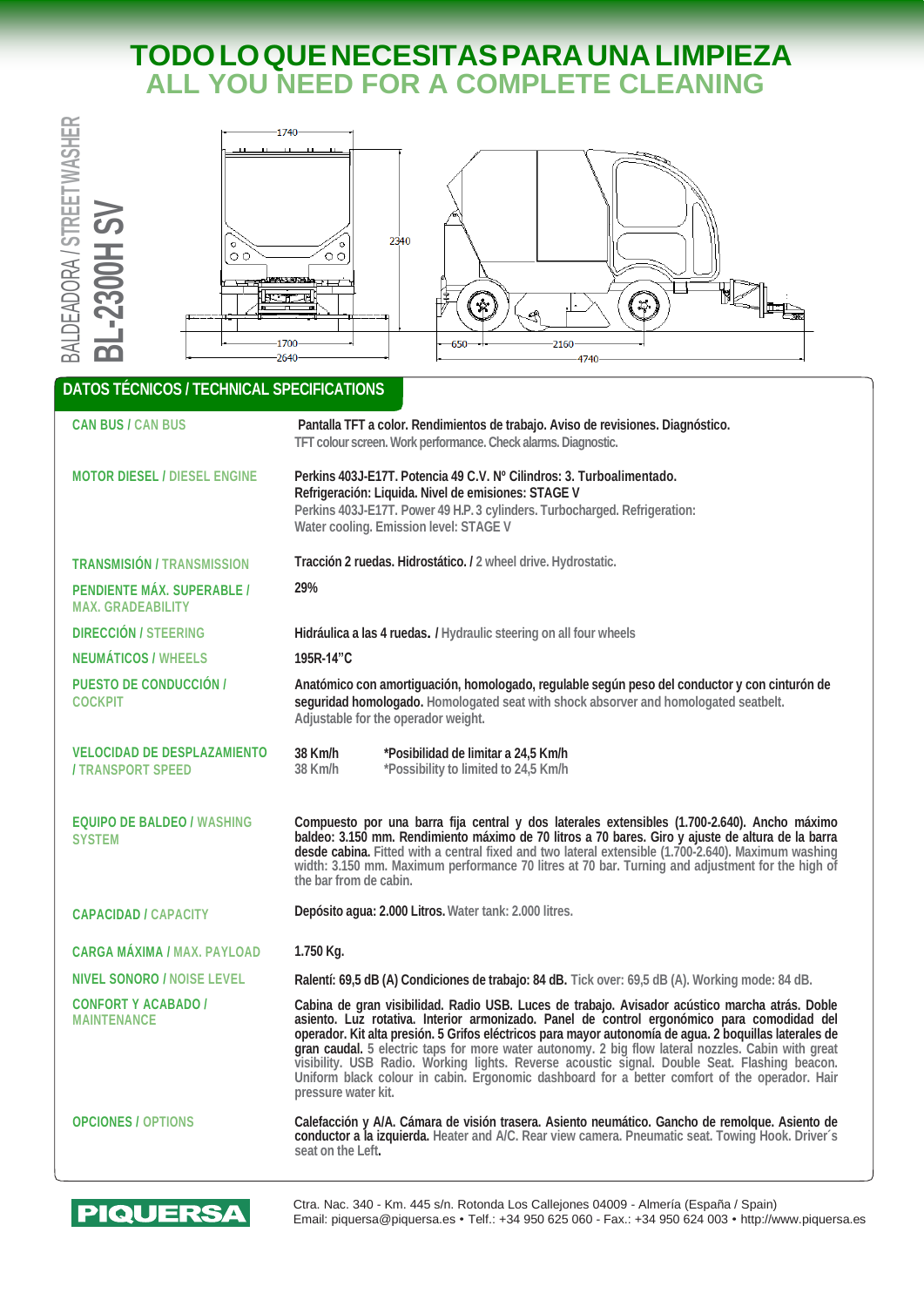# TODO LO QUE NECESITAS PARA UNA LIMPIEZA
## ALL YOU NEED FOR A COMPLETE CLEANING

BALDEADORA / STREET WASHER
**BL-2300H SV**

1740
2340
1700
2640
650
2160
4740

## DATOS TÉCNICOS / TECHNICAL SPECIFICATIONS

| | |
|---|---|
| **CAN BUS** / CAN BUS | **Pantalla TFT a color. Rendimientos de trabajo. Aviso de revisiones. Diagnóstico.** TFT colour screen. Work performance. Check alarms. Diagnostic. |
| **MOTOR DIESEL** / DIESEL ENGINE | **Perkins 403J-E17T. Potencia 49 C.V. Nº Cilindros: 3. Turboalimentado. Refrigeración: Liquida. Nivel de emisiones: STAGE V** Perkins 403J-E17T. Power 49 H.P. 3 cylinders. Turbocharged. Refrigeration: Water cooling. Emission level: STAGE V |
| **TRANSMISIÓN** / TRANSMISSION | **Tracción 2 ruedas. Hidrostático.** / 2 wheel drive. Hydrostatic. |
| **PENDIENTE MÁX. SUPERABLE** / MAX. GRADEABILITY | **29%** |
| **DIRECCIÓN** / STEERING | **Hidráulica a las 4 ruedas.** / Hydraulic steering on all four wheels |
| **NEUMÁTICOS** / WHEELS | **195R-14"C** |
| **PUESTO DE CONDUCCIÓN** / COCKPIT | **Anatómico con amortiguación, homologado, regulable según peso del conductor y con cinturón de seguridad homologado.** Homologated seat with shock absorber and homologated seatbelt. Adjustable for the operador weight. |
| **VELOCIDAD DE DESPLAZAMIENTO** / TRANSPORT SPEED | **38 Km/h** **\*Posibilidad de limitar a 24,5 Km/h** 38 Km/h \*Possibility to limited to 24,5 Km/h |
| **EQUIPO DE BALDEO** / WASHING SYSTEM | **Compuesto por una barra fija central y dos laterales extensibles (1.700-2.640). Ancho máximo baldeo: 3.150 mm. Rendimiento máximo de 70 litros a 70 bares. Giro y ajuste de altura de la barra desde cabina.** Fitted with a central fixed and two lateral extensible (1.700-2.640). Maximum washing width: 3.150 mm. Maximum performance 70 litres at 70 bar. Turning and adjustment for the high of the bar from de cabin. |
| **CAPACIDAD** / CAPACITY | **Depósito agua: 2.000 Litros.** Water tank: 2.000 litres. |
| **CARGA MÁXIMA** / MAX. PAYLOAD | **1.750 Kg.** |
| **NIVEL SONORO** / NOISE LEVEL | **Ralentí: 69,5 dB (A) Condiciones de trabajo: 84 dB.** Tick over: 69,5 dB (A). Working mode: 84 dB. |
| **CONFORT Y ACABADO** / MAINTENANCE | **Cabina de gran visibilidad. Radio USB. Luces de trabajo. Avisador acústico marcha atrás. Doble asiento. Luz rotativa. Interior armonizado. Panel de control ergonómico para comodidad del operador. Kit alta presión. 5 Grifos eléctricos para mayor autonomía de agua. 2 boquillas laterales de gran caudal.** 5 electric taps for more water autonomy. 2 big flow lateral nozzles. Cabin with great visibility. USB Radio. Working lights. Reverse acoustic signal. Double Seat. Flashing beacon. Uniform black colour in cabin. Ergonomic dashboard for a better comfort of the operador. Hair pressure water kit. |
| **OPCIONES** / OPTIONS | **Calefacción y A/A. Cámara de visión trasera. Asiento neumático. Gancho de remolque. Asiento de conductor a la izquierda.** Heater and A/C. Rear view camera. Pneumatic seat. Towing Hook. Driver´s seat on the Left**.** |

**PIQUERSA**

Ctra. Nac. 340 - Km. 445 s/n. Rotonda Los Callejones 04009 - Almería (España / Spain)
Email: piquersa@piquersa.es • Telf.: +34 950 625 060 - Fax.: +34 950 624 003 • http://www.piquersa.es